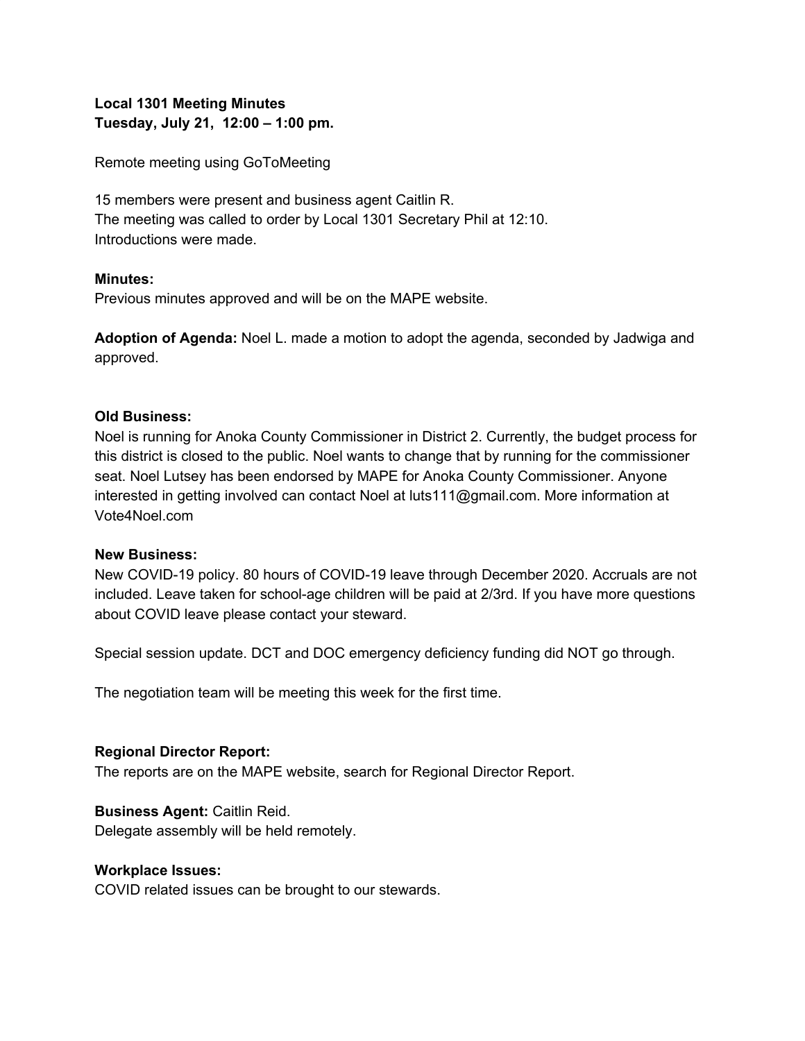**Local 1301 Meeting Minutes**
**Tuesday, July 21, 12:00 – 1:00 pm.**

Remote meeting using GoToMeeting

15 members were present and business agent Caitlin R.
The meeting was called to order by Local 1301 Secretary Phil at 12:10.
Introductions were made.

**Minutes:**
Previous minutes approved and will be on the MAPE website.

**Adoption of Agenda:** Noel L. made a motion to adopt the agenda, seconded by Jadwiga and approved.

**Old Business:**
Noel is running for Anoka County Commissioner in District 2. Currently, the budget process for this district is closed to the public. Noel wants to change that by running for the commissioner seat. Noel Lutsey has been endorsed by MAPE for Anoka County Commissioner. Anyone interested in getting involved can contact Noel at luts111@gmail.com. More information at Vote4Noel.com

**New Business:**
New COVID-19 policy. 80 hours of COVID-19 leave through December 2020. Accruals are not included. Leave taken for school-age children will be paid at 2/3rd. If you have more questions about COVID leave please contact your steward.

Special session update. DCT and DOC emergency deficiency funding did NOT go through.

The negotiation team will be meeting this week for the first time.

**Regional Director Report:**
The reports are on the MAPE website, search for Regional Director Report.

**Business Agent:** Caitlin Reid.
Delegate assembly will be held remotely.

**Workplace Issues:**
COVID related issues can be brought to our stewards.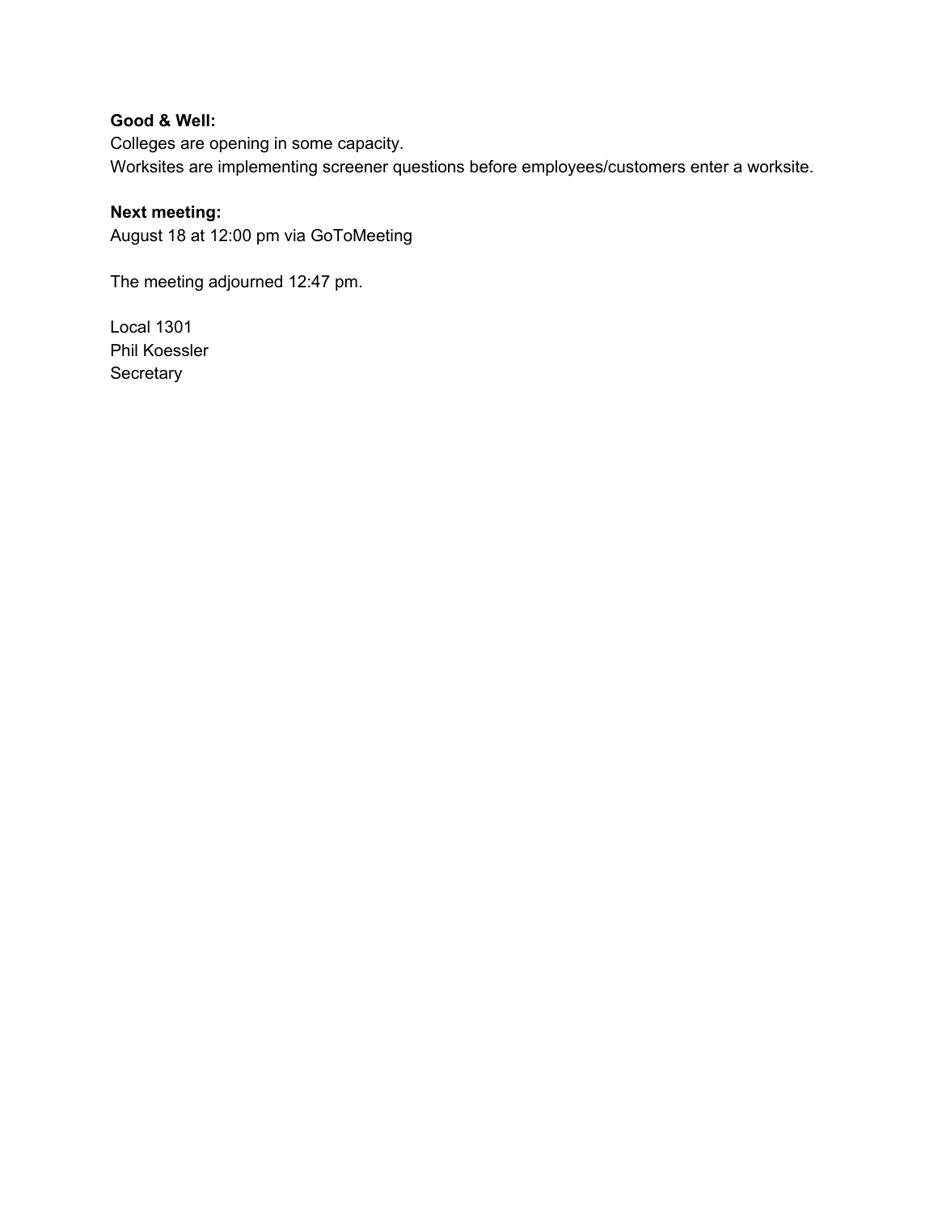**Good & Well:**

Colleges are opening in some capacity.
Worksites are implementing screener questions before employees/customers enter a worksite.

**Next meeting:**

August 18 at 12:00 pm via GoToMeeting

The meeting adjourned 12:47 pm.

Local 1301
Phil Koessler
Secretary